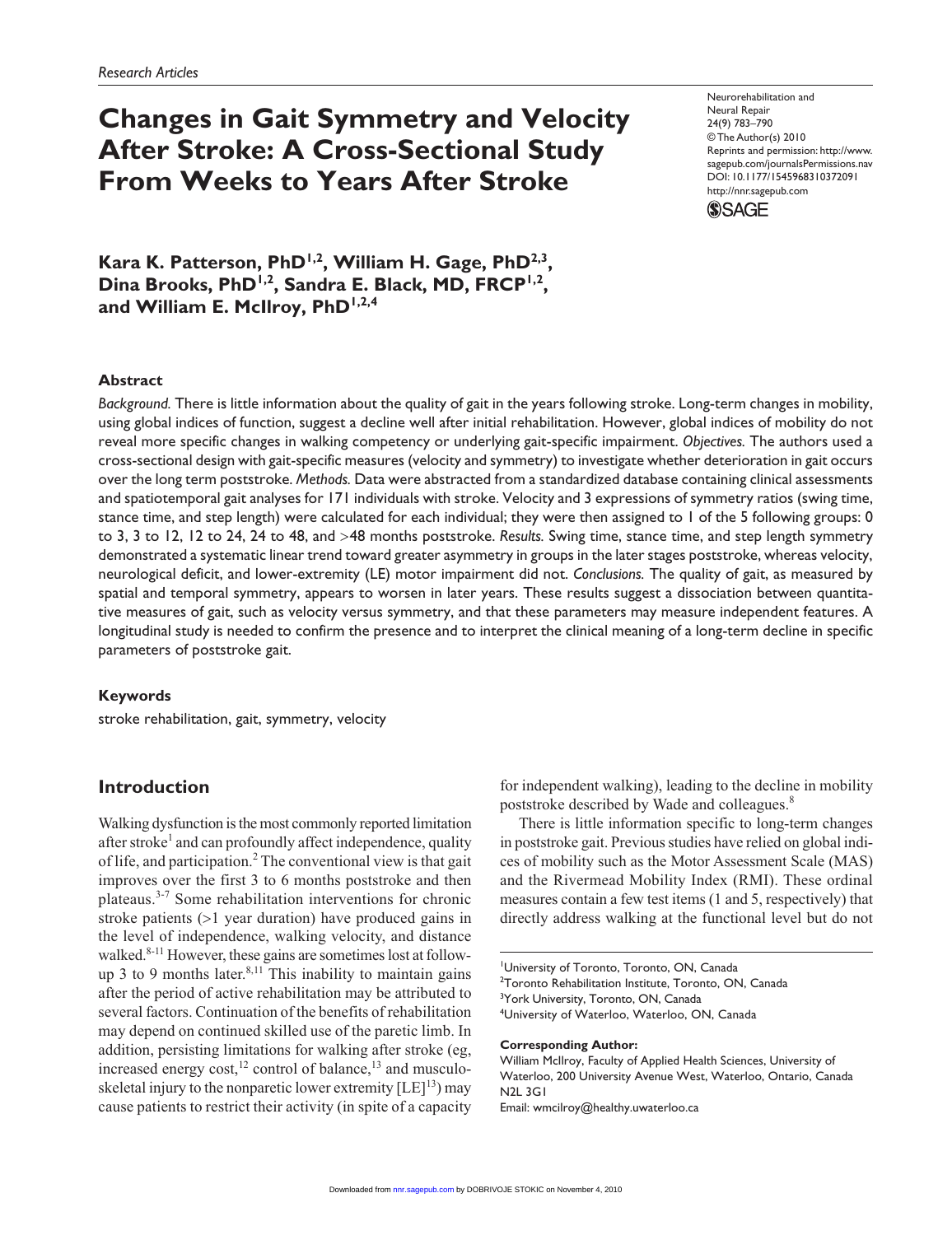Research Articles

# Changes in Gait Symmetry and Velocity After Stroke: A Cross-Sectional Study From Weeks to Years After Stroke

Neurorehabilitation and Neural Repair
24(9) 783–790
© The Author(s) 2010
Reprints and permission: http://www.sagepub.com/journalsPermissions.nav
DOI: 10.1177/1545968310372091
http://nnr.sagepub.com

**Kara K. Patterson, PhD[1,2], William H. Gage, PhD[2,3], Dina Brooks, PhD[1,2], Sandra E. Black, MD, FRCP[1,2], and William E. McIlroy, PhD[1,2,4]**

## Abstract

*Background.* There is little information about the quality of gait in the years following stroke. Long-term changes in mobility, using global indices of function, suggest a decline well after initial rehabilitation. However, global indices of mobility do not reveal more specific changes in walking competency or underlying gait-specific impairment. *Objectives.* The authors used a cross-sectional design with gait-specific measures (velocity and symmetry) to investigate whether deterioration in gait occurs over the long term poststroke. *Methods.* Data were abstracted from a standardized database containing clinical assessments and spatiotemporal gait analyses for 171 individuals with stroke. Velocity and 3 expressions of symmetry ratios (swing time, stance time, and step length) were calculated for each individual; they were then assigned to 1 of the 5 following groups: 0 to 3, 3 to 12, 12 to 24, 24 to 48, and >48 months poststroke. *Results.* Swing time, stance time, and step length symmetry demonstrated a systematic linear trend toward greater asymmetry in groups in the later stages poststroke, whereas velocity, neurological deficit, and lower-extremity (LE) motor impairment did not. *Conclusions.* The quality of gait, as measured by spatial and temporal symmetry, appears to worsen in later years. These results suggest a dissociation between quantitative measures of gait, such as velocity versus symmetry, and that these parameters may measure independent features. A longitudinal study is needed to confirm the presence and to interpret the clinical meaning of a long-term decline in specific parameters of poststroke gait.

### Keywords

stroke rehabilitation, gait, symmetry, velocity

## Introduction

Walking dysfunction is the most commonly reported limitation after stroke[1] and can profoundly affect independence, quality of life, and participation.[2] The conventional view is that gait improves over the first 3 to 6 months poststroke and then plateaus.[3-7] Some rehabilitation interventions for chronic stroke patients (>1 year duration) have produced gains in the level of independence, walking velocity, and distance walked.[8-11] However, these gains are sometimes lost at follow-up 3 to 9 months later.[8,11] This inability to maintain gains after the period of active rehabilitation may be attributed to several factors. Continuation of the benefits of rehabilitation may depend on continued skilled use of the paretic limb. In addition, persisting limitations for walking after stroke (eg, increased energy cost,[12] control of balance,[13] and musculoskeletal injury to the nonparetic lower extremity [LE][13]) may cause patients to restrict their activity (in spite of a capacity for independent walking), leading to the decline in mobility poststroke described by Wade and colleagues.[8]

There is little information specific to long-term changes in poststroke gait. Previous studies have relied on global indices of mobility such as the Motor Assessment Scale (MAS) and the Rivermead Mobility Index (RMI). These ordinal measures contain a few test items (1 and 5, respectively) that directly address walking at the functional level but do not

[1]University of Toronto, Toronto, ON, Canada
[2]Toronto Rehabilitation Institute, Toronto, ON, Canada
[3]York University, Toronto, ON, Canada
[4]University of Waterloo, Waterloo, ON, Canada

**Corresponding Author:**
William McIlroy, Faculty of Applied Health Sciences, University of Waterloo, 200 University Avenue West, Waterloo, Ontario, Canada N2L 3G1
Email: wmcilroy@healthy.uwaterloo.ca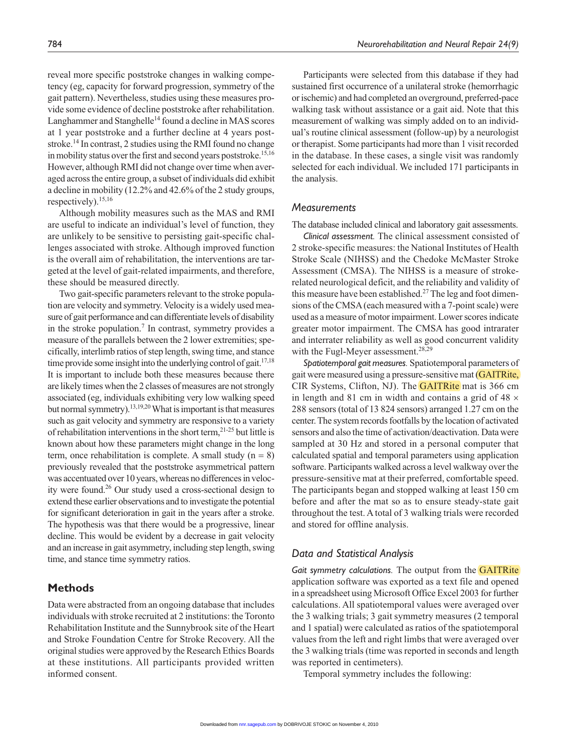reveal more specific poststroke changes in walking competency (eg, capacity for forward progression, symmetry of the gait pattern). Nevertheless, studies using these measures provide some evidence of decline poststroke after rehabilitation. Langhammer and Stanghelle[14] found a decline in MAS scores at 1 year poststroke and a further decline at 4 years poststroke.[14] In contrast, 2 studies using the RMI found no change in mobility status over the first and second years poststroke.[15,16] However, although RMI did not change over time when averaged across the entire group, a subset of individuals did exhibit a decline in mobility (12.2% and 42.6% of the 2 study groups, respectively).[15,16]

Although mobility measures such as the MAS and RMI are useful to indicate an individual's level of function, they are unlikely to be sensitive to persisting gait-specific challenges associated with stroke. Although improved function is the overall aim of rehabilitation, the interventions are targeted at the level of gait-related impairments, and therefore, these should be measured directly.

Two gait-specific parameters relevant to the stroke population are velocity and symmetry. Velocity is a widely used measure of gait performance and can differentiate levels of disability in the stroke population.[7] In contrast, symmetry provides a measure of the parallels between the 2 lower extremities; specifically, interlimb ratios of step length, swing time, and stance time provide some insight into the underlying control of gait.[17,18] It is important to include both these measures because there are likely times when the 2 classes of measures are not strongly associated (eg, individuals exhibiting very low walking speed but normal symmetry).[13,19,20] What is important is that measures such as gait velocity and symmetry are responsive to a variety of rehabilitation interventions in the short term,[21-25] but little is known about how these parameters might change in the long term, once rehabilitation is complete. A small study (n = 8) previously revealed that the poststroke asymmetrical pattern was accentuated over 10 years, whereas no differences in velocity were found.[26] Our study used a cross-sectional design to extend these earlier observations and to investigate the potential for significant deterioration in gait in the years after a stroke. The hypothesis was that there would be a progressive, linear decline. This would be evident by a decrease in gait velocity and an increase in gait asymmetry, including step length, swing time, and stance time symmetry ratios.

## Methods

Data were abstracted from an ongoing database that includes individuals with stroke recruited at 2 institutions: the Toronto Rehabilitation Institute and the Sunnybrook site of the Heart and Stroke Foundation Centre for Stroke Recovery. All the original studies were approved by the Research Ethics Boards at these institutions. All participants provided written informed consent.

Participants were selected from this database if they had sustained first occurrence of a unilateral stroke (hemorrhagic or ischemic) and had completed an overground, preferred-pace walking task without assistance or a gait aid. Note that this measurement of walking was simply added on to an individual's routine clinical assessment (follow-up) by a neurologist or therapist. Some participants had more than 1 visit recorded in the database. In these cases, a single visit was randomly selected for each individual. We included 171 participants in the analysis.

### Measurements

The database included clinical and laboratory gait assessments.

*Clinical assessment.* The clinical assessment consisted of 2 stroke-specific measures: the National Institutes of Health Stroke Scale (NIHSS) and the Chedoke McMaster Stroke Assessment (CMSA). The NIHSS is a measure of stroke-related neurological deficit, and the reliability and validity of this measure have been established.[27] The leg and foot dimensions of the CMSA (each measured with a 7-point scale) were used as a measure of motor impairment. Lower scores indicate greater motor impairment. The CMSA has good intrarater and interrater reliability as well as good concurrent validity with the Fugl-Meyer assessment.[28,29]

*Spatiotemporal gait measures.* Spatiotemporal parameters of gait were measured using a pressure-sensitive mat (GAITRite, CIR Systems, Clifton, NJ). The GAITRite mat is 366 cm in length and 81 cm in width and contains a grid of 48 × 288 sensors (total of 13 824 sensors) arranged 1.27 cm on the center. The system records footfalls by the location of activated sensors and also the time of activation/deactivation. Data were sampled at 30 Hz and stored in a personal computer that calculated spatial and temporal parameters using application software. Participants walked across a level walkway over the pressure-sensitive mat at their preferred, comfortable speed. The participants began and stopped walking at least 150 cm before and after the mat so as to ensure steady-state gait throughout the test. A total of 3 walking trials were recorded and stored for offline analysis.

### Data and Statistical Analysis

*Gait symmetry calculations.* The output from the GAITRite application software was exported as a text file and opened in a spreadsheet using Microsoft Office Excel 2003 for further calculations. All spatiotemporal values were averaged over the 3 walking trials; 3 gait symmetry measures (2 temporal and 1 spatial) were calculated as ratios of the spatiotemporal values from the left and right limbs that were averaged over the 3 walking trials (time was reported in seconds and length was reported in centimeters).

Temporal symmetry includes the following: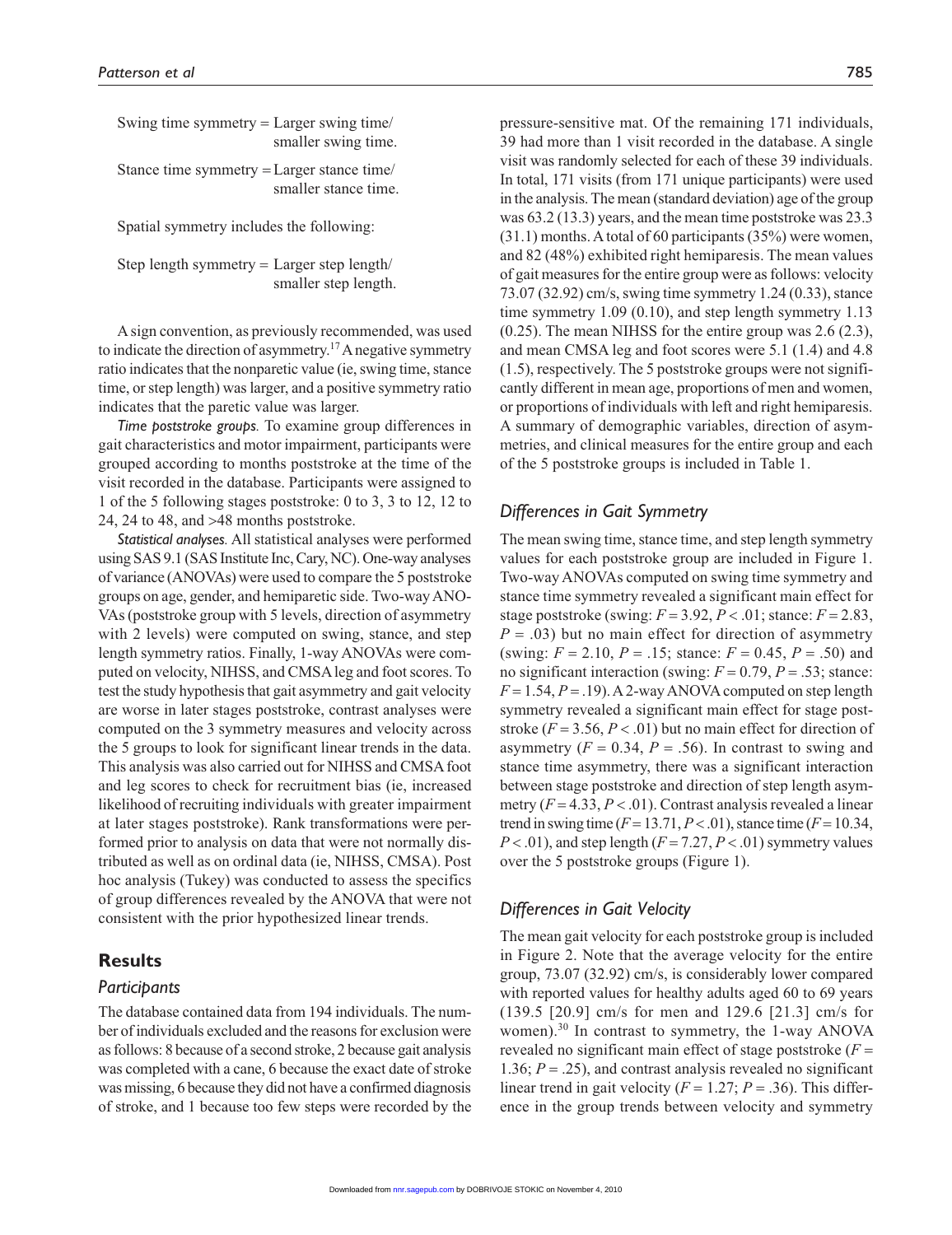Swing time symmetry = Larger swing time/smaller swing time.

Stance time symmetry = Larger stance time/smaller stance time.

Spatial symmetry includes the following:

Step length symmetry = Larger step length/smaller step length.

A sign convention, as previously recommended, was used to indicate the direction of asymmetry.[17] A negative symmetry ratio indicates that the nonparetic value (ie, swing time, stance time, or step length) was larger, and a positive symmetry ratio indicates that the paretic value was larger.

*Time poststroke groups.* To examine group differences in gait characteristics and motor impairment, participants were grouped according to months poststroke at the time of the visit recorded in the database. Participants were assigned to 1 of the 5 following stages poststroke: 0 to 3, 3 to 12, 12 to 24, 24 to 48, and >48 months poststroke.

*Statistical analyses.* All statistical analyses were performed using SAS 9.1 (SAS Institute Inc, Cary, NC). One-way analyses of variance (ANOVAs) were used to compare the 5 poststroke groups on age, gender, and hemiparetic side. Two-way ANOVAs (poststroke group with 5 levels, direction of asymmetry with 2 levels) were computed on swing, stance, and step length symmetry ratios. Finally, 1-way ANOVAs were computed on velocity, NIHSS, and CMSA leg and foot scores. To test the study hypothesis that gait asymmetry and gait velocity are worse in later stages poststroke, contrast analyses were computed on the 3 symmetry measures and velocity across the 5 groups to look for significant linear trends in the data. This analysis was also carried out for NIHSS and CMSA foot and leg scores to check for recruitment bias (ie, increased likelihood of recruiting individuals with greater impairment at later stages poststroke). Rank transformations were performed prior to analysis on data that were not normally distributed as well as on ordinal data (ie, NIHSS, CMSA). Post hoc analysis (Tukey) was conducted to assess the specifics of group differences revealed by the ANOVA that were not consistent with the prior hypothesized linear trends.

## Results

### Participants

The database contained data from 194 individuals. The number of individuals excluded and the reasons for exclusion were as follows: 8 because of a second stroke, 2 because gait analysis was completed with a cane, 6 because the exact date of stroke was missing, 6 because they did not have a confirmed diagnosis of stroke, and 1 because too few steps were recorded by the pressure-sensitive mat. Of the remaining 171 individuals, 39 had more than 1 visit recorded in the database. A single visit was randomly selected for each of these 39 individuals. In total, 171 visits (from 171 unique participants) were used in the analysis. The mean (standard deviation) age of the group was 63.2 (13.3) years, and the mean time poststroke was 23.3 (31.1) months. A total of 60 participants (35%) were women, and 82 (48%) exhibited right hemiparesis. The mean values of gait measures for the entire group were as follows: velocity 73.07 (32.92) cm/s, swing time symmetry 1.24 (0.33), stance time symmetry 1.09 (0.10), and step length symmetry 1.13 (0.25). The mean NIHSS for the entire group was 2.6 (2.3), and mean CMSA leg and foot scores were 5.1 (1.4) and 4.8 (1.5), respectively. The 5 poststroke groups were not significantly different in mean age, proportions of men and women, or proportions of individuals with left and right hemiparesis. A summary of demographic variables, direction of asymmetries, and clinical measures for the entire group and each of the 5 poststroke groups is included in Table 1.

### Differences in Gait Symmetry

The mean swing time, stance time, and step length symmetry values for each poststroke group are included in Figure 1. Two-way ANOVAs computed on swing time symmetry and stance time symmetry revealed a significant main effect for stage poststroke (swing: $F = 3.92$, $P < .01$; stance: $F = 2.83$, $P = .03$) but no main effect for direction of asymmetry (swing: $F = 2.10$, $P = .15$; stance: $F = 0.45$, $P = .50$) and no significant interaction (swing: $F = 0.79$, $P = .53$; stance: $F = 1.54$, $P = .19$). A 2-way ANOVA computed on step length symmetry revealed a significant main effect for stage poststroke ($F = 3.56$, $P < .01$) but no main effect for direction of asymmetry ($F = 0.34$, $P = .56$). In contrast to swing and stance time asymmetry, there was a significant interaction between stage poststroke and direction of step length asymmetry ($F = 4.33$, $P < .01$). Contrast analysis revealed a linear trend in swing time ($F = 13.71$, $P < .01$), stance time ($F = 10.34$, $P < .01$), and step length ($F = 7.27$, $P < .01$) symmetry values over the 5 poststroke groups (Figure 1).

### Differences in Gait Velocity

The mean gait velocity for each poststroke group is included in Figure 2. Note that the average velocity for the entire group, 73.07 (32.92) cm/s, is considerably lower compared with reported values for healthy adults aged 60 to 69 years (139.5 [20.9] cm/s for men and 129.6 [21.3] cm/s for women).[30] In contrast to symmetry, the 1-way ANOVA revealed no significant main effect of stage poststroke ($F = 1.36$; $P = .25$), and contrast analysis revealed no significant linear trend in gait velocity ($F = 1.27$; $P = .36$). This difference in the group trends between velocity and symmetry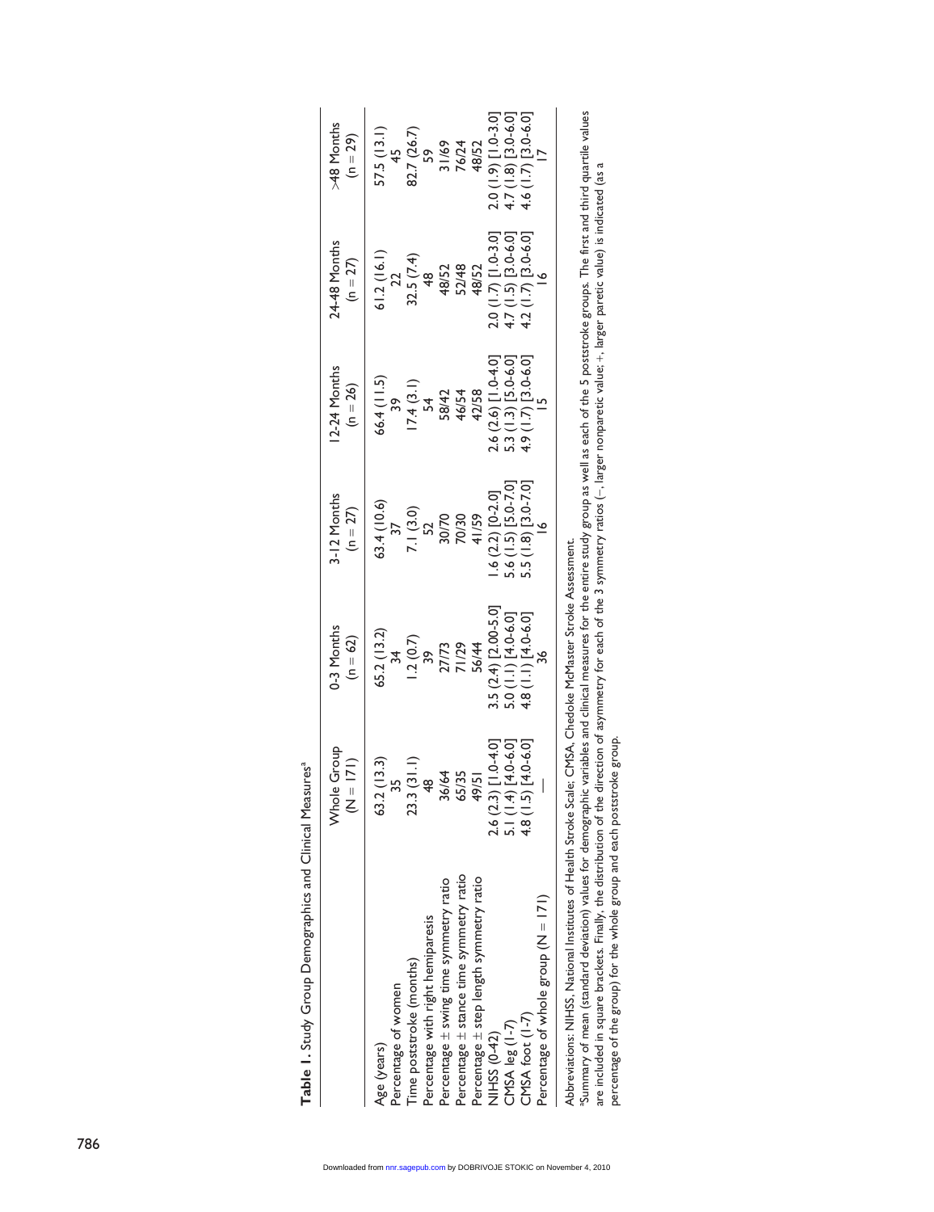**Table 1.** Study Group Demographics and Clinical Measures[a]

| | Whole Group (N = 171) | 0-3 Months (n = 62) | 3-12 Months (n = 27) | 12-24 Months (n = 26) | 24-48 Months (n = 27) | >48 Months (n = 29) |
|---|---|---|---|---|---|---|
| Age (years) | 63.2 (13.3) | 65.2 (13.2) | 63.4 (10.6) | 66.4 (11.5) | 61.2 (16.1) | 57.5 (13.1) |
| Percentage of women | 35 | 34 | 37 | 39 | 22 | 45 |
| Time poststroke (months) | 23.3 (31.1) | 1.2 (0.7) | 7.1 (3.0) | 17.4 (3.1) | 32.5 (7.4) | 82.7 (26.7) |
| Percentage with right hemiparesis | 48 | 39 | 52 | 54 | 48 | 59 |
| Percentage ± swing time symmetry ratio | 36/64 | 27/73 | 30/70 | 58/42 | 48/52 | 31/69 |
| Percentage ± stance time symmetry ratio | 65/35 | 71/29 | 70/30 | 46/54 | 52/48 | 76/24 |
| Percentage ± step length symmetry ratio | 49/51 | 56/44 | 41/59 | 42/58 | 48/52 | 48/52 |
| NIHSS (0-42) | 2.6 (2.3) [1.0-4.0] | 3.5 (2.4) [2.00-5.0] | 1.6 (2.2) [0-2.0] | 2.6 (2.6) [1.0-4.0] | 2.0 (1.7) [1.0-3.0] | 2.0 (1.9) [1.0-3.0] |
| CMSA leg (1-7) | 5.1 (1.4) [4.0-6.0] | 5.0 (1.1) [4.0-6.0] | 5.6 (1.5) [5.0-7.0] | 5.3 (1.3) [5.0-6.0] | 4.7 (1.5) [3.0-6.0] | 4.7 (1.8) [3.0-6.0] |
| CMSA foot (1-7) | 4.8 (1.5) [4.0-6.0] | 4.8 (1.1) [4.0-6.0] | 5.5 (1.8) [3.0-7.0] | 4.9 (1.7) [3.0-6.0] | 4.2 (1.7) [3.0-6.0] | 4.6 (1.7) [3.0-6.0] |
| Percentage of whole group (N = 171) | — | 36 | 16 | 15 | 16 | 17 |

Abbreviations: NIHSS, National Institutes of Health Stroke Scale; CMSA, Chedoke McMaster Stroke Assessment.

[a]Summary of mean (standard deviation) values for demographic variables and clinical measures for the entire study group as well as each of the 5 poststroke groups. The first and third quartile values are included in square brackets. Finally, the distribution of the direction of asymmetry for each of the 3 symmetry ratios (−, larger nonparetic value; +, larger paretic value) is indicated (as a percentage of the group) for the whole group and each poststroke group.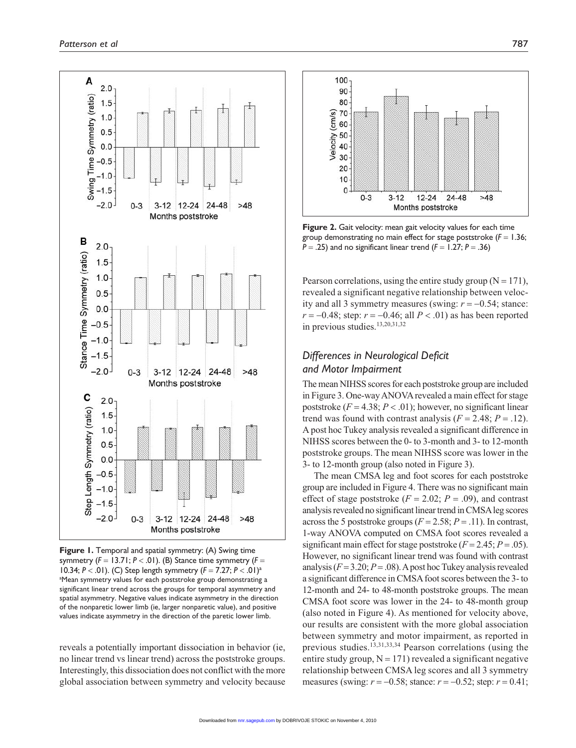**Figure 1.** Temporal and spatial symmetry: (A) Swing time symmetry ($F = 13.71$; $P < .01$). (B) Stance time symmetry ($F = 10.34$; $P < .01$). (C) Step length symmetry ($F = 7.27$; $P < .01$)[a]

[a]Mean symmetry values for each poststroke group demonstrating a significant linear trend across the groups for temporal asymmetry and spatial asymmetry. Negative values indicate asymmetry in the direction of the nonparetic lower limb (ie, larger nonparetic value), and positive values indicate asymmetry in the direction of the paretic lower limb.

reveals a potentially important dissociation in behavior (ie, no linear trend vs linear trend) across the poststroke groups. Interestingly, this dissociation does not conflict with the more global association between symmetry and velocity because

**Figure 2.** Gait velocity: mean gait velocity values for each time group demonstrating no main effect for stage poststroke ($F = 1.36$; $P = .25$) and no significant linear trend ($F = 1.27$; $P = .36$)

Pearson correlations, using the entire study group (N = 171), revealed a significant negative relationship between velocity and all 3 symmetry measures (swing: $r = -0.54$; stance: $r = -0.48$; step: $r = -0.46$; all $P < .01$) as has been reported in previous studies.[13,20,31,32]

## *Differences in Neurological Deficit and Motor Impairment*

The mean NIHSS scores for each poststroke group are included in Figure 3. One-way ANOVA revealed a main effect for stage poststroke ($F = 4.38$; $P < .01$); however, no significant linear trend was found with contrast analysis ($F = 2.48$; $P = .12$). A post hoc Tukey analysis revealed a significant difference in NIHSS scores between the 0- to 3-month and 3- to 12-month poststroke groups. The mean NIHSS score was lower in the 3- to 12-month group (also noted in Figure 3).

The mean CMSA leg and foot scores for each poststroke group are included in Figure 4. There was no significant main effect of stage poststroke ($F = 2.02$; $P = .09$), and contrast analysis revealed no significant linear trend in CMSA leg scores across the 5 poststroke groups ($F = 2.58$; $P = .11$). In contrast, 1-way ANOVA computed on CMSA foot scores revealed a significant main effect for stage poststroke ($F = 2.45$; $P = .05$). However, no significant linear trend was found with contrast analysis ($F = 3.20$; $P = .08$). A post hoc Tukey analysis revealed a significant difference in CMSA foot scores between the 3- to 12-month and 24- to 48-month poststroke groups. The mean CMSA foot score was lower in the 24- to 48-month group (also noted in Figure 4). As mentioned for velocity above, our results are consistent with the more global association between symmetry and motor impairment, as reported in previous studies.[13,31,33,34] Pearson correlations (using the entire study group, N = 171) revealed a significant negative relationship between CMSA leg scores and all 3 symmetry measures (swing: $r = -0.58$; stance: $r = -0.52$; step: $r = 0.41$;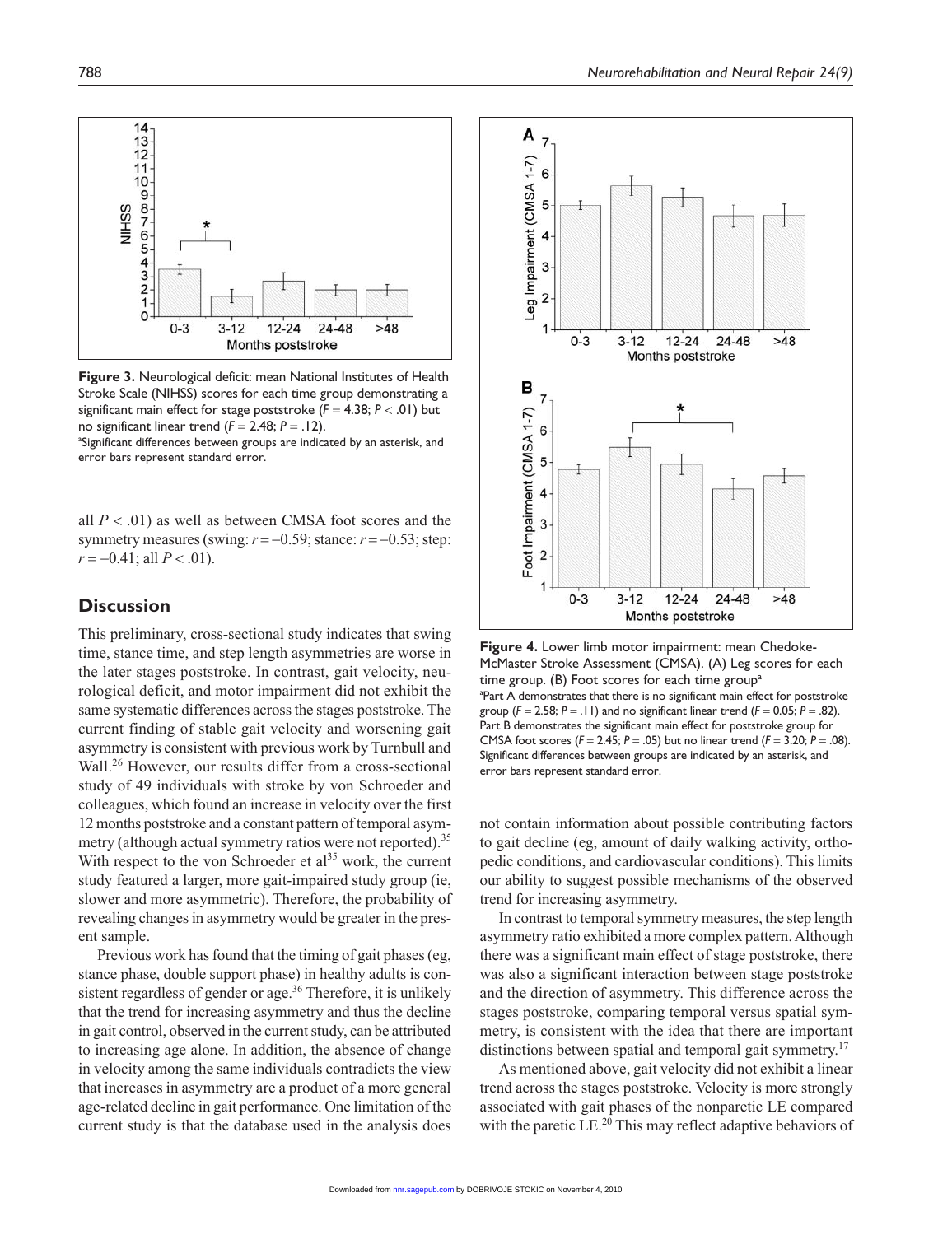**Figure 3.** Neurological deficit: mean National Institutes of Health Stroke Scale (NIHSS) scores for each time group demonstrating a significant main effect for stage poststroke ($F = 4.38$; $P < .01$) but no significant linear trend ($F = 2.48$; $P = .12$).
[a]Significant differences between groups are indicated by an asterisk, and error bars represent standard error.

all $P < .01$) as well as between CMSA foot scores and the symmetry measures (swing: $r = -0.59$; stance: $r = -0.53$; step: $r = -0.41$; all $P < .01$).

## Discussion

This preliminary, cross-sectional study indicates that swing time, stance time, and step length asymmetries are worse in the later stages poststroke. In contrast, gait velocity, neurological deficit, and motor impairment did not exhibit the same systematic differences across the stages poststroke. The current finding of stable gait velocity and worsening gait asymmetry is consistent with previous work by Turnbull and Wall.[26] However, our results differ from a cross-sectional study of 49 individuals with stroke by von Schroeder and colleagues, which found an increase in velocity over the first 12 months poststroke and a constant pattern of temporal asymmetry (although actual symmetry ratios were not reported).[35] With respect to the von Schroeder et al[35] work, the current study featured a larger, more gait-impaired study group (ie, slower and more asymmetric). Therefore, the probability of revealing changes in asymmetry would be greater in the present sample.

Previous work has found that the timing of gait phases (eg, stance phase, double support phase) in healthy adults is consistent regardless of gender or age.[36] Therefore, it is unlikely that the trend for increasing asymmetry and thus the decline in gait control, observed in the current study, can be attributed to increasing age alone. In addition, the absence of change in velocity among the same individuals contradicts the view that increases in asymmetry are a product of a more general age-related decline in gait performance. One limitation of the current study is that the database used in the analysis does not contain information about possible contributing factors to gait decline (eg, amount of daily walking activity, orthopedic conditions, and cardiovascular conditions). This limits our ability to suggest possible mechanisms of the observed trend for increasing asymmetry.

In contrast to temporal symmetry measures, the step length asymmetry ratio exhibited a more complex pattern. Although there was a significant main effect of stage poststroke, there was also a significant interaction between stage poststroke and the direction of asymmetry. This difference across the stages poststroke, comparing temporal versus spatial symmetry, is consistent with the idea that there are important distinctions between spatial and temporal gait symmetry.[17]

As mentioned above, gait velocity did not exhibit a linear trend across the stages poststroke. Velocity is more strongly associated with gait phases of the nonparetic LE compared with the paretic LE.[20] This may reflect adaptive behaviors of

**Figure 4.** Lower limb motor impairment: mean Chedoke-McMaster Stroke Assessment (CMSA). (A) Leg scores for each time group. (B) Foot scores for each time group[a]
[a]Part A demonstrates that there is no significant main effect for poststroke group ($F = 2.58$; $P = .11$) and no significant linear trend ($F = 0.05$; $P = .82$). Part B demonstrates the significant main effect for poststroke group for CMSA foot scores ($F = 2.45$; $P = .05$) but no linear trend ($F = 3.20$; $P = .08$). Significant differences between groups are indicated by an asterisk, and error bars represent standard error.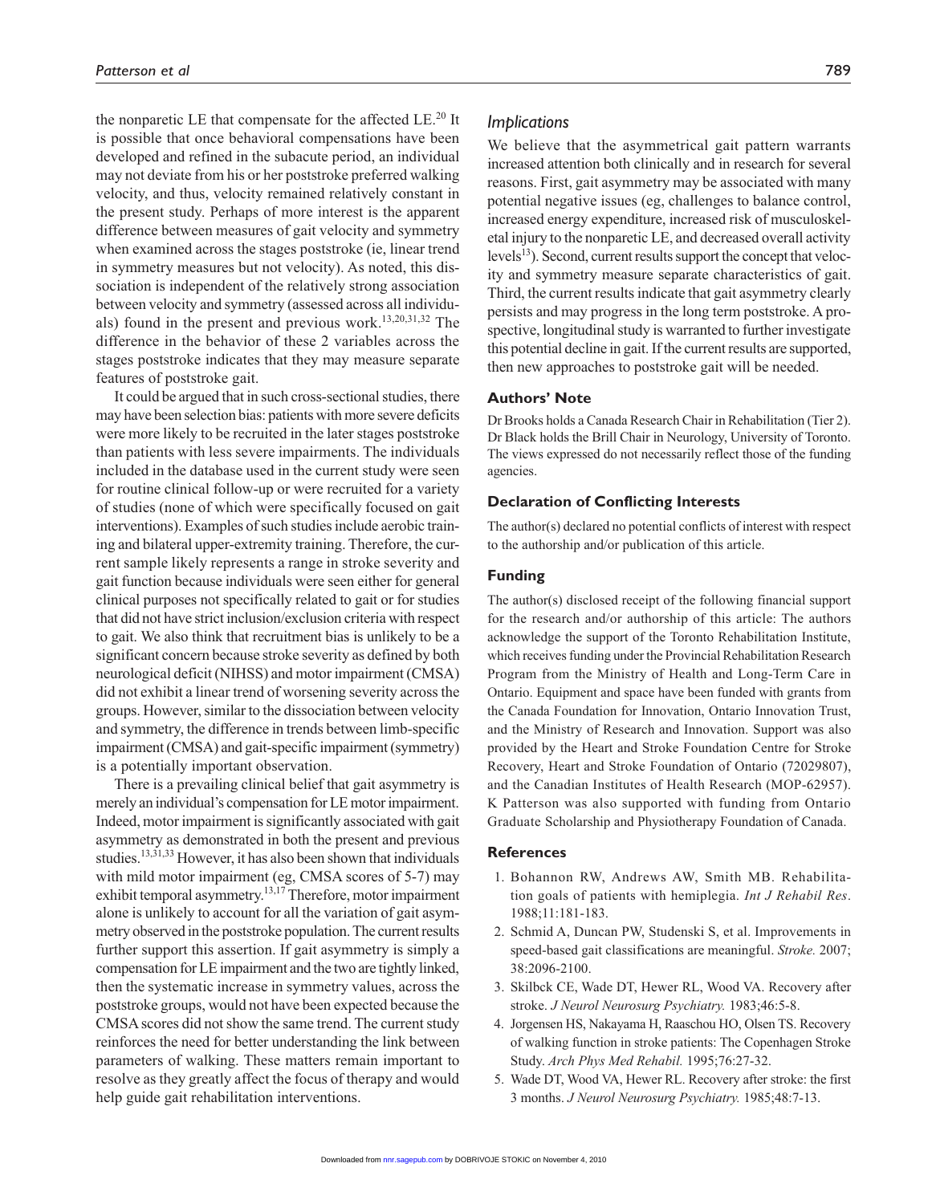the nonparetic LE that compensate for the affected LE.[20] It is possible that once behavioral compensations have been developed and refined in the subacute period, an individual may not deviate from his or her poststroke preferred walking velocity, and thus, velocity remained relatively constant in the present study. Perhaps of more interest is the apparent difference between measures of gait velocity and symmetry when examined across the stages poststroke (ie, linear trend in symmetry measures but not velocity). As noted, this dissociation is independent of the relatively strong association between velocity and symmetry (assessed across all individuals) found in the present and previous work.[13,20,31,32] The difference in the behavior of these 2 variables across the stages poststroke indicates that they may measure separate features of poststroke gait.

It could be argued that in such cross-sectional studies, there may have been selection bias: patients with more severe deficits were more likely to be recruited in the later stages poststroke than patients with less severe impairments. The individuals included in the database used in the current study were seen for routine clinical follow-up or were recruited for a variety of studies (none of which were specifically focused on gait interventions). Examples of such studies include aerobic training and bilateral upper-extremity training. Therefore, the current sample likely represents a range in stroke severity and gait function because individuals were seen either for general clinical purposes not specifically related to gait or for studies that did not have strict inclusion/exclusion criteria with respect to gait. We also think that recruitment bias is unlikely to be a significant concern because stroke severity as defined by both neurological deficit (NIHSS) and motor impairment (CMSA) did not exhibit a linear trend of worsening severity across the groups. However, similar to the dissociation between velocity and symmetry, the difference in trends between limb-specific impairment (CMSA) and gait-specific impairment (symmetry) is a potentially important observation.

There is a prevailing clinical belief that gait asymmetry is merely an individual's compensation for LE motor impairment. Indeed, motor impairment is significantly associated with gait asymmetry as demonstrated in both the present and previous studies.[13,31,33] However, it has also been shown that individuals with mild motor impairment (eg, CMSA scores of 5-7) may exhibit temporal asymmetry.[13,17] Therefore, motor impairment alone is unlikely to account for all the variation of gait asymmetry observed in the poststroke population. The current results further support this assertion. If gait asymmetry is simply a compensation for LE impairment and the two are tightly linked, then the systematic increase in symmetry values, across the poststroke groups, would not have been expected because the CMSA scores did not show the same trend. The current study reinforces the need for better understanding the link between parameters of walking. These matters remain important to resolve as they greatly affect the focus of therapy and would help guide gait rehabilitation interventions.

### *Implications*

We believe that the asymmetrical gait pattern warrants increased attention both clinically and in research for several reasons. First, gait asymmetry may be associated with many potential negative issues (eg, challenges to balance control, increased energy expenditure, increased risk of musculoskeletal injury to the nonparetic LE, and decreased overall activity levels[13]). Second, current results support the concept that velocity and symmetry measure separate characteristics of gait. Third, the current results indicate that gait asymmetry clearly persists and may progress in the long term poststroke. A prospective, longitudinal study is warranted to further investigate this potential decline in gait. If the current results are supported, then new approaches to poststroke gait will be needed.

## Authors' Note

Dr Brooks holds a Canada Research Chair in Rehabilitation (Tier 2). Dr Black holds the Brill Chair in Neurology, University of Toronto. The views expressed do not necessarily reflect those of the funding agencies.

## Declaration of Conflicting Interests

The author(s) declared no potential conflicts of interest with respect to the authorship and/or publication of this article.

## Funding

The author(s) disclosed receipt of the following financial support for the research and/or authorship of this article: The authors acknowledge the support of the Toronto Rehabilitation Institute, which receives funding under the Provincial Rehabilitation Research Program from the Ministry of Health and Long-Term Care in Ontario. Equipment and space have been funded with grants from the Canada Foundation for Innovation, Ontario Innovation Trust, and the Ministry of Research and Innovation. Support was also provided by the Heart and Stroke Foundation Centre for Stroke Recovery, Heart and Stroke Foundation of Ontario (72029807), and the Canadian Institutes of Health Research (MOP-62957). K Patterson was also supported with funding from Ontario Graduate Scholarship and Physiotherapy Foundation of Canada.

## References

1. Bohannon RW, Andrews AW, Smith MB. Rehabilitation goals of patients with hemiplegia. *Int J Rehabil Res*. 1988;11:181-183.
2. Schmid A, Duncan PW, Studenski S, et al. Improvements in speed-based gait classifications are meaningful. *Stroke.* 2007; 38:2096-2100.
3. Skilbck CE, Wade DT, Hewer RL, Wood VA. Recovery after stroke. *J Neurol Neurosurg Psychiatry.* 1983;46:5-8.
4. Jorgensen HS, Nakayama H, Raaschou HO, Olsen TS. Recovery of walking function in stroke patients: The Copenhagen Stroke Study. *Arch Phys Med Rehabil.* 1995;76:27-32.
5. Wade DT, Wood VA, Hewer RL. Recovery after stroke: the first 3 months. *J Neurol Neurosurg Psychiatry.* 1985;48:7-13.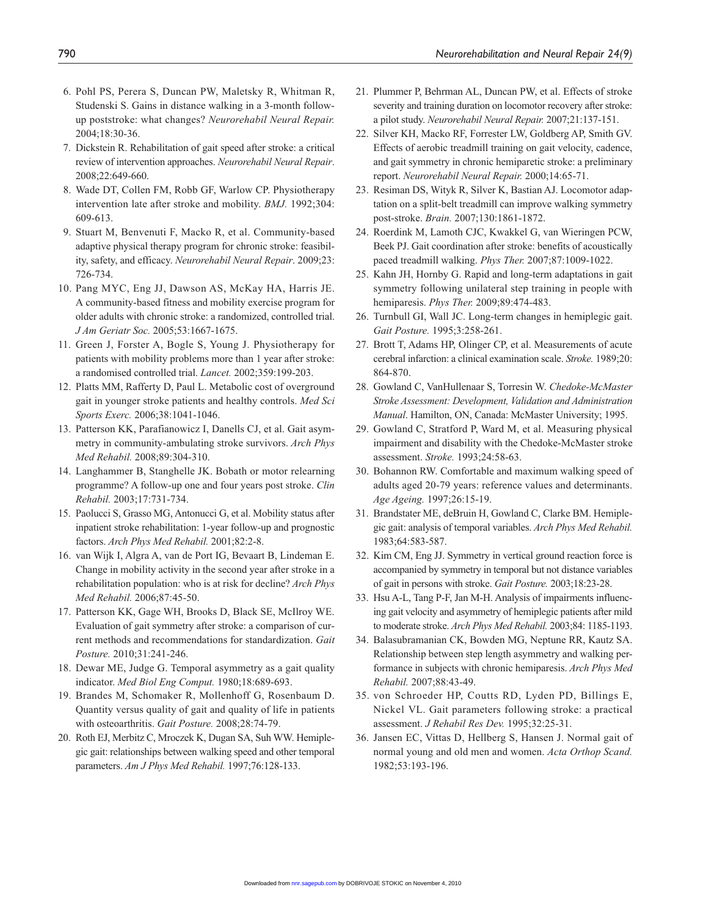6. Pohl PS, Perera S, Duncan PW, Maletsky R, Whitman R, Studenski S. Gains in distance walking in a 3-month follow-up poststroke: what changes? *Neurorehabil Neural Repair.* 2004;18:30-36.
7. Dickstein R. Rehabilitation of gait speed after stroke: a critical review of intervention approaches. *Neurorehabil Neural Repair*. 2008;22:649-660.
8. Wade DT, Collen FM, Robb GF, Warlow CP. Physiotherapy intervention late after stroke and mobility. *BMJ.* 1992;304: 609-613.
9. Stuart M, Benvenuti F, Macko R, et al. Community-based adaptive physical therapy program for chronic stroke: feasibility, safety, and efficacy. *Neurorehabil Neural Repair*. 2009;23: 726-734.
10. Pang MYC, Eng JJ, Dawson AS, McKay HA, Harris JE. A community-based fitness and mobility exercise program for older adults with chronic stroke: a randomized, controlled trial. *J Am Geriatr Soc.* 2005;53:1667-1675.
11. Green J, Forster A, Bogle S, Young J. Physiotherapy for patients with mobility problems more than 1 year after stroke: a randomised controlled trial. *Lancet.* 2002;359:199-203.
12. Platts MM, Rafferty D, Paul L. Metabolic cost of overground gait in younger stroke patients and healthy controls. *Med Sci Sports Exerc.* 2006;38:1041-1046.
13. Patterson KK, Parafianowicz I, Danells CJ, et al. Gait asymmetry in community-ambulating stroke survivors. *Arch Phys Med Rehabil.* 2008;89:304-310.
14. Langhammer B, Stanghelle JK. Bobath or motor relearning programme? A follow-up one and four years post stroke. *Clin Rehabil.* 2003;17:731-734.
15. Paolucci S, Grasso MG, Antonucci G, et al. Mobility status after inpatient stroke rehabilitation: 1-year follow-up and prognostic factors. *Arch Phys Med Rehabil.* 2001;82:2-8.
16. van Wijk I, Algra A, van de Port IG, Bevaart B, Lindeman E. Change in mobility activity in the second year after stroke in a rehabilitation population: who is at risk for decline? *Arch Phys Med Rehabil.* 2006;87:45-50.
17. Patterson KK, Gage WH, Brooks D, Black SE, McIlroy WE. Evaluation of gait symmetry after stroke: a comparison of current methods and recommendations for standardization. *Gait Posture.* 2010;31:241-246.
18. Dewar ME, Judge G. Temporal asymmetry as a gait quality indicator. *Med Biol Eng Comput.* 1980;18:689-693.
19. Brandes M, Schomaker R, Mollenhoff G, Rosenbaum D. Quantity versus quality of gait and quality of life in patients with osteoarthritis. *Gait Posture.* 2008;28:74-79.
20. Roth EJ, Merbitz C, Mroczek K, Dugan SA, Suh WW. Hemiplegic gait: relationships between walking speed and other temporal parameters. *Am J Phys Med Rehabil.* 1997;76:128-133.
21. Plummer P, Behrman AL, Duncan PW, et al. Effects of stroke severity and training duration on locomotor recovery after stroke: a pilot study. *Neurorehabil Neural Repair.* 2007;21:137-151.
22. Silver KH, Macko RF, Forrester LW, Goldberg AP, Smith GV. Effects of aerobic treadmill training on gait velocity, cadence, and gait symmetry in chronic hemiparetic stroke: a preliminary report. *Neurorehabil Neural Repair.* 2000;14:65-71.
23. Resiman DS, Wityk R, Silver K, Bastian AJ. Locomotor adaptation on a split-belt treadmill can improve walking symmetry post-stroke. *Brain.* 2007;130:1861-1872.
24. Roerdink M, Lamoth CJC, Kwakkel G, van Wieringen PCW, Beek PJ. Gait coordination after stroke: benefits of acoustically paced treadmill walking. *Phys Ther.* 2007;87:1009-1022.
25. Kahn JH, Hornby G. Rapid and long-term adaptations in gait symmetry following unilateral step training in people with hemiparesis. *Phys Ther.* 2009;89:474-483.
26. Turnbull GI, Wall JC. Long-term changes in hemiplegic gait. *Gait Posture.* 1995;3:258-261.
27. Brott T, Adams HP, Olinger CP, et al. Measurements of acute cerebral infarction: a clinical examination scale. *Stroke.* 1989;20: 864-870.
28. Gowland C, VanHullenaar S, Torresin W. *Chedoke-McMaster Stroke Assessment: Development, Validation and Administration Manual*. Hamilton, ON, Canada: McMaster University; 1995.
29. Gowland C, Stratford P, Ward M, et al. Measuring physical impairment and disability with the Chedoke-McMaster stroke assessment. *Stroke.* 1993;24:58-63.
30. Bohannon RW. Comfortable and maximum walking speed of adults aged 20-79 years: reference values and determinants. *Age Ageing.* 1997;26:15-19.
31. Brandstater ME, deBruin H, Gowland C, Clarke BM. Hemiplegic gait: analysis of temporal variables. *Arch Phys Med Rehabil.* 1983;64:583-587.
32. Kim CM, Eng JJ. Symmetry in vertical ground reaction force is accompanied by symmetry in temporal but not distance variables of gait in persons with stroke. *Gait Posture.* 2003;18:23-28.
33. Hsu A-L, Tang P-F, Jan M-H. Analysis of impairments influencing gait velocity and asymmetry of hemiplegic patients after mild to moderate stroke. *Arch Phys Med Rehabil.* 2003;84: 1185-1193.
34. Balasubramanian CK, Bowden MG, Neptune RR, Kautz SA. Relationship between step length asymmetry and walking performance in subjects with chronic hemiparesis. *Arch Phys Med Rehabil.* 2007;88:43-49.
35. von Schroeder HP, Coutts RD, Lyden PD, Billings E, Nickel VL. Gait parameters following stroke: a practical assessment. *J Rehabil Res Dev.* 1995;32:25-31.
36. Jansen EC, Vittas D, Hellberg S, Hansen J. Normal gait of normal young and old men and women. *Acta Orthop Scand.* 1982;53:193-196.